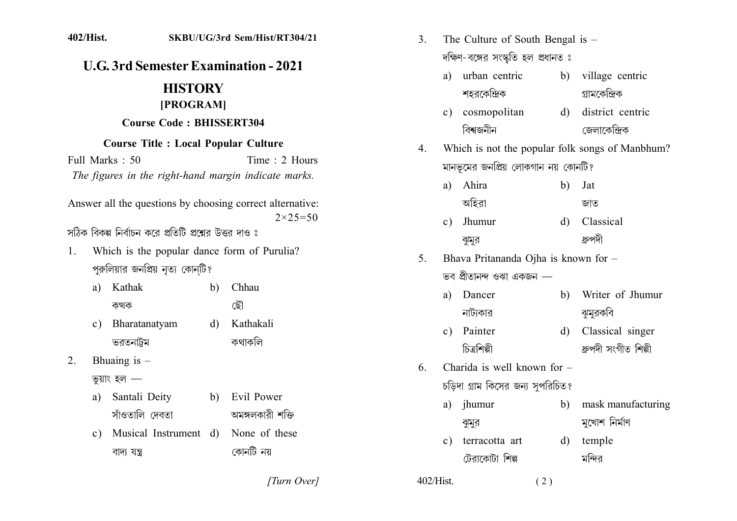402/Hist. SKBU/UG/3rd Sem/Hist/RT304/21

# U.G. 3rd Semester Examination - 2021

## HISTORY

### [PROGRAM]

**Course Code : BHISSERT304**

**Course Title : Local Popular Culture**

Full Marks : 50 Time : 2 Hours

*The figures in the right-hand margin indicate marks.*

Answer all the questions by choosing correct alternative: $2\times25=50$

সঠিক বিকল্প নির্বাচন করে প্রতিটি প্রশ্নের উত্তর দাও ঃ

1. Which is the popular dance form of Purulia?
   পুরুলিয়ার জনপ্রিয় নৃত্য কোন্‌টি?
   - a) Kathak
     কথক
   - b) Chhau
     ছৌ
   - c) Bharatanatyam
     ভরতনাট্টম
   - d) Kathakali
     কথাকলি

2. Bhuaing is –
   ভুয়াং হল —
   - a) Santali Deity
     সাঁওতালি দেবতা
   - b) Evil Power
     অমঙ্গলকারী শক্তি
   - c) Musical Instrument
     বাদ্য যন্ত্র
   - d) None of these
     কোনটি নয়

3. The Culture of South Bengal is –
   দক্ষিণ-বঙ্গের সংস্কৃতি হল প্রধানত ঃ
   - a) urban centric
     শহরকেন্দ্রিক
   - b) village centric
     গ্রামকেন্দ্রিক
   - c) cosmopolitan
     বিশ্বজনীন
   - d) district centric
     জেলাকেন্দ্রিক

4. Which is not the popular folk songs of Manbhum?
   মানভূমের জনপ্রিয় লোকগান নয় কোনটি?
   - a) Ahira
     অহিরা
   - b) Jat
     জাত
   - c) Jhumur
     ঝুমুর
   - d) Classical
     ধ্রুপদী

5. Bhava Pritananda Ojha is known for –
   ভব প্রীতানন্দ ওঝা একজন —
   - a) Dancer
     নাট্যকার
   - b) Writer of Jhumur
     ঝুমুরকবি
   - c) Painter
     চিত্রশিল্পী
   - d) Classical singer
     ধ্রুপদী সংগীত শিল্পী

6. Charida is well known for –
   চড়িদা গ্রাম কিসের জন্য সুপরিচিত?
   - a) jhumur
     ঝুমুর
   - b) mask manufacturing
     মুখোশ নির্মাণ
   - c) terracotta art
     টেরাকোটা শিল্প
   - d) temple
     মন্দির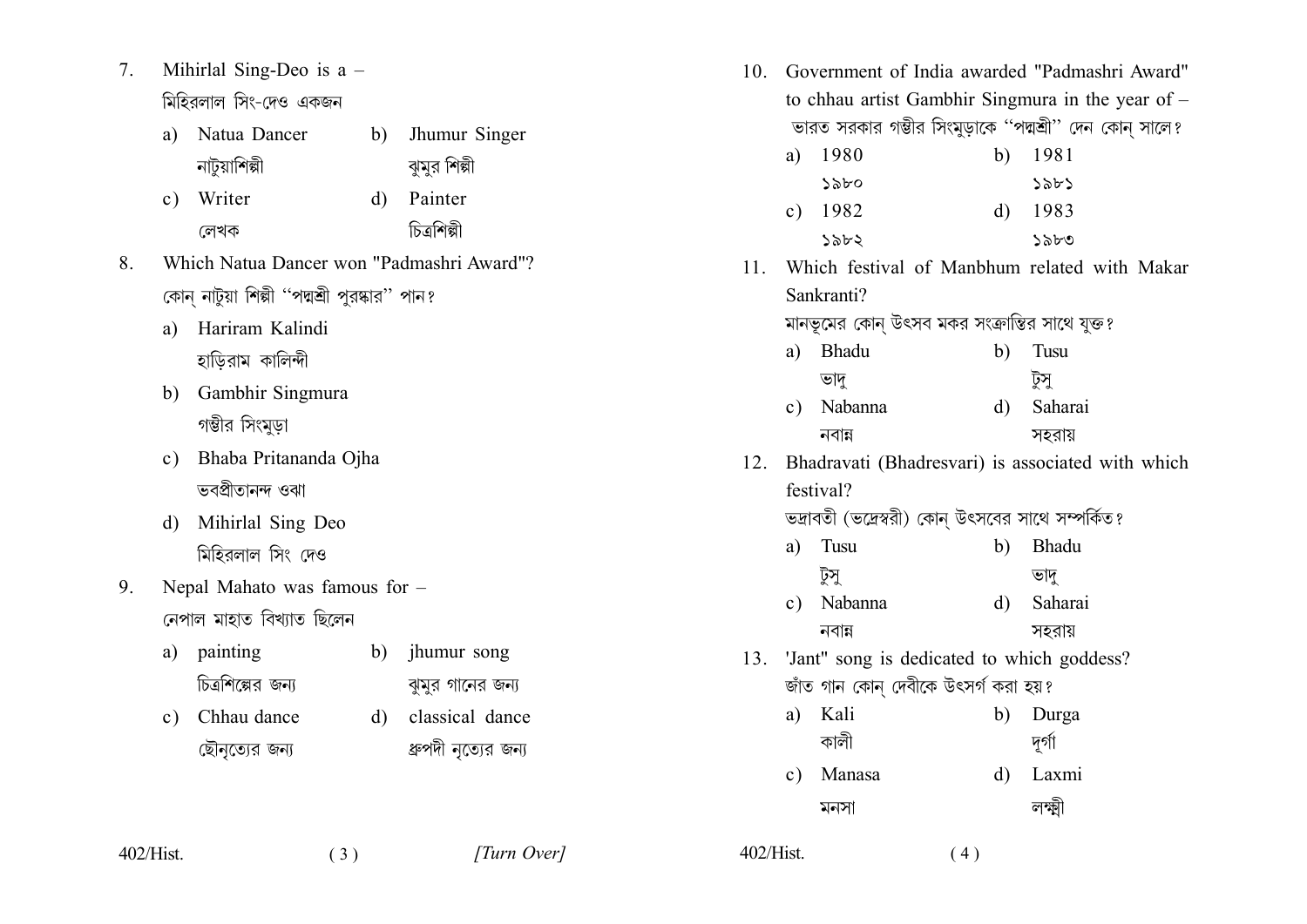7. Mihirlal Sing-Deo is a –
   মিহিরলাল সিং-দেও একজন
   a) Natua Dancer b) Jhumur Singer
      নাটুয়াশিল্পী ঝুমুর শিল্পী
   c) Writer d) Painter
      লেখক চিত্রশিল্পী

8. Which Natua Dancer won "Padmashri Award"?
   কোন্ নাটুয়া শিল্পী "পদ্মশ্রী পুরস্কার" পান?
   a) Hariram Kalindi
      হাড়িরাম কালিন্দী
   b) Gambhir Singmura
      গম্ভীর সিংমুড়া
   c) Bhaba Pritananda Ojha
      ভবপ্রীতানন্দ ওঝা
   d) Mihirlal Sing Deo
      মিহিরলাল সিং দেও

9. Nepal Mahato was famous for –
   নেপাল মাহাত বিখ্যাত ছিলেন
   a) painting b) jhumur song
      চিত্রশিল্পের জন্য ঝুমুর গানের জন্য
   c) Chhau dance d) classical dance
      ছৌনৃত্যের জন্য ধ্রুপদী নৃত্যের জন্য

10. Government of India awarded "Padmashri Award" to chhau artist Gambhir Singmura in the year of –
    ভারত সরকার গম্ভীর সিংমুড়াকে "পদ্মশ্রী" দেন কোন্ সালে?
    a) 1980 b) 1981
       ১৯৮০ ১৯৮১
    c) 1982 d) 1983
       ১৯৮২ ১৯৮৩

11. Which festival of Manbhum related with Makar Sankranti?
    মানভূমের কোন্ উৎসব মকর সংক্রান্তির সাথে যুক্ত?
    a) Bhadu b) Tusu
       ভাদু টুসু
    c) Nabanna d) Saharai
       নবান্ন সহরায়

12. Bhadravati (Bhadresvari) is associated with which festival?
    ভদ্রাবতী (ভদ্রেস্বরী) কোন্ উৎসবের সাথে সম্পর্কিত?
    a) Tusu b) Bhadu
       টুসু ভাদু
    c) Nabanna d) Saharai
       নবান্ন সহরায়

13. 'Jant" song is dedicated to which goddess?
    জাঁত গান কোন্ দেবীকে উৎসর্গ করা হয়?
    a) Kali b) Durga
       কালী দূর্গা
    c) Manasa d) Laxmi
       মনসা লক্ষ্মী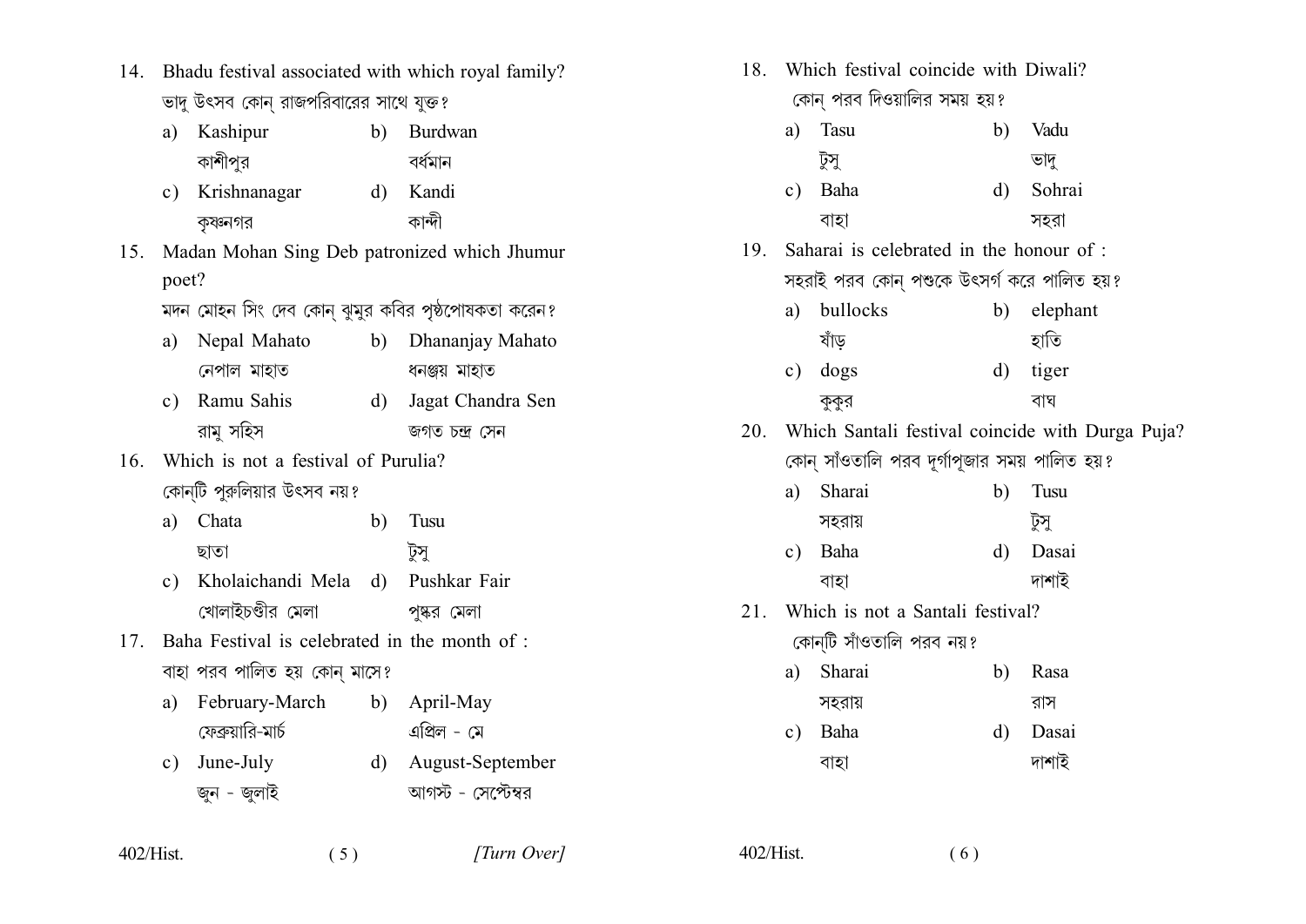14. Bhadu festival associated with which royal family?
ভাদু উৎসব কোন্ রাজপরিবারের সাথে যুক্ত?

 a) Kashipur কাশীপুর
 b) Burdwan বর্ধমান
 c) Krishnanagar কৃষ্ণনগর
 d) Kandi কান্দী

15. Madan Mohan Sing Deb patronized which Jhumur poet?
মদন মোহন সিং দেব কোন্ ঝুমুর কবির পৃষ্ঠপোষকতা করেন?

 a) Nepal Mahato নেপাল মাহাত
 b) Dhananjay Mahato ধনঞ্জয় মাহাত
 c) Ramu Sahis রামু সহিস
 d) Jagat Chandra Sen জগত চন্দ্র সেন

16. Which is not a festival of Purulia?
কোন্‌টি পুরুলিয়ার উৎসব নয়?

 a) Chata ছাতা
 b) Tusu টুসু
 c) Kholaichandi Mela খোলাইচণ্ডীর মেলা
 d) Pushkar Fair পুষ্কর মেলা

17. Baha Festival is celebrated in the month of :
বাহা পরব পালিত হয় কোন্ মাসে?

 a) February-March ফেব্রুয়ারি-মার্চ
 b) April-May এপ্রিল - মে
 c) June-July জুন - জুলাই
 d) August-September আগস্ট - সেপ্টেম্বর

18. Which festival coincide with Diwali?
কোন্ পরব দিওয়ালির সময় হয়?

 a) Tasu টুসু
 b) Vadu ভাদু
 c) Baha বাহা
 d) Sohrai সহরা

19. Saharai is celebrated in the honour of :
সহরাই পরব কোন্ পশুকে উৎসর্গ করে পালিত হয়?

 a) bullocks ষাঁড়
 b) elephant হাতি
 c) dogs কুকুর
 d) tiger বাঘ

20. Which Santali festival coincide with Durga Puja?
কোন্ সাঁওতালি পরব দূর্গাপূজার সময় পালিত হয়?

 a) Sharai সহরায়
 b) Tusu টুসু
 c) Baha বাহা
 d) Dasai দাশাই

21. Which is not a Santali festival?
কোন্‌টি সাঁওতালি পরব নয়?

 a) Sharai সহরায়
 b) Rasa রাস
 c) Baha বাহা
 d) Dasai দাশাই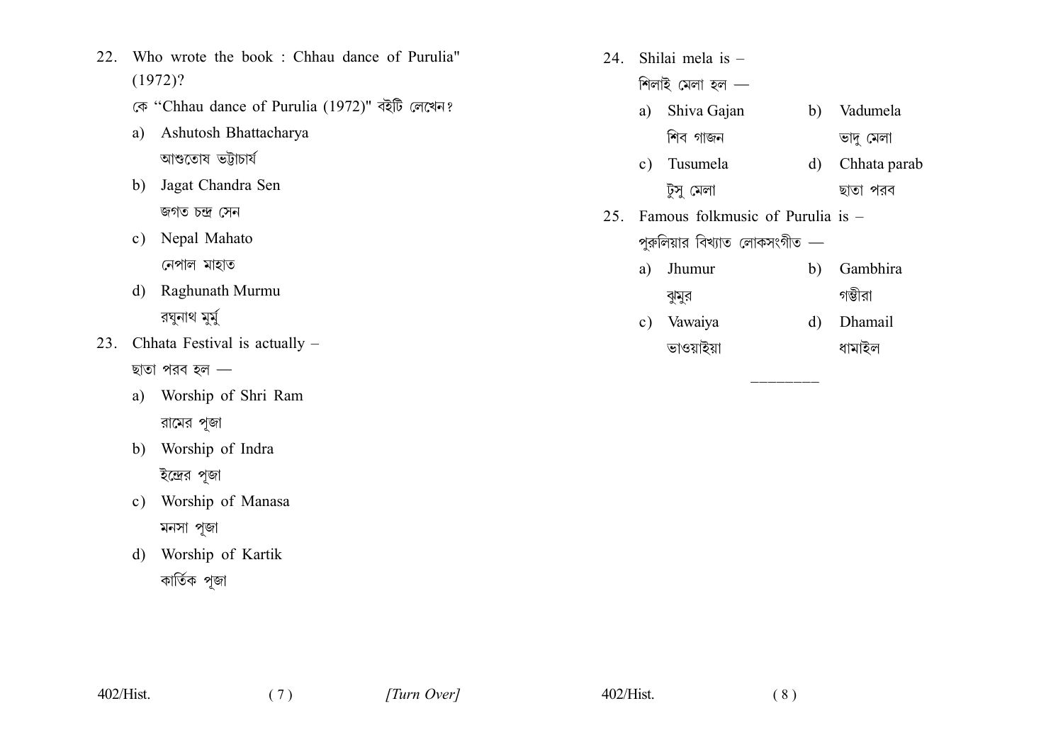22. Who wrote the book : Chhau dance of Purulia" (1972)?

    কে "Chhau dance of Purulia (1972)" বইটি লেখেন?

    a) Ashutosh Bhattacharya
       আশুতোষ ভট্টাচার্য
    b) Jagat Chandra Sen
       জগত চন্দ্র সেন
    c) Nepal Mahato
       নেপাল মাহাত
    d) Raghunath Murmu
       রঘুনাথ মুর্মু

23. Chhata Festival is actually –

    ছাতা পরব হল —

    a) Worship of Shri Ram
       রামের পূজা
    b) Worship of Indra
       ইন্দ্রের পূজা
    c) Worship of Manasa
       মনসা পূজা
    d) Worship of Kartik
       কার্তিক পূজা

24. Shilai mela is –

    শিলাই মেলা হল —

    a) Shiva Gajan
       শিব গাজন
    b) Vadumela
       ভাদু মেলা
    c) Tusumela
       টুসু মেলা
    d) Chhata parab
       ছাতা পরব

25. Famous folkmusic of Purulia is –

    পুরুলিয়ার বিখ্যাত লোকসংগীত —

    a) Jhumur
       ঝুমুর
    b) Gambhira
       গম্ভীরা
    c) Vawaiya
       ভাওয়াইয়া
    d) Dhamail
       ধামাইল

———————